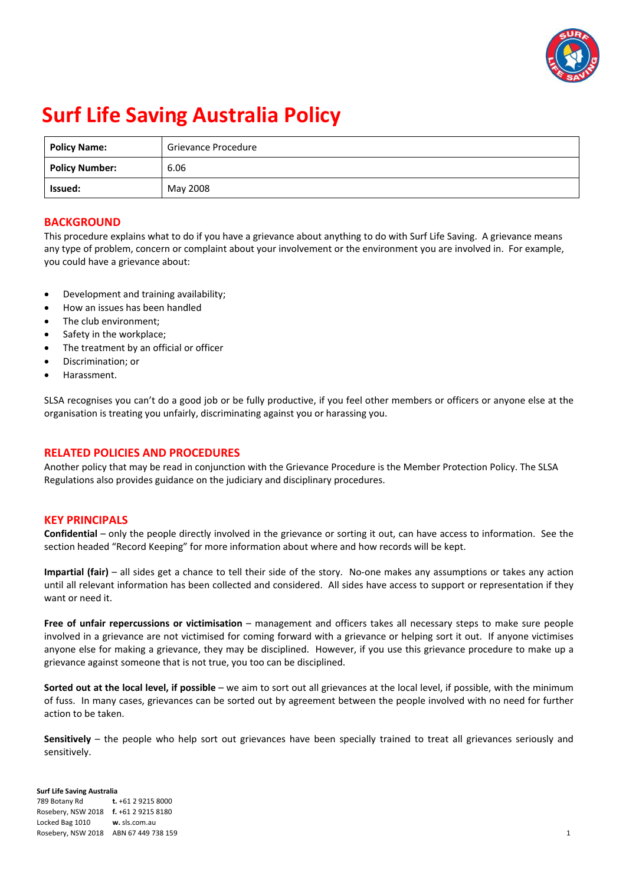# Surf Life Saving Australia Policy

| Policy Name: | Grievance Procedure |
|---|---|
| Policy Number: | 6.06 |
| Issued: | May 2008 |

## BACKGROUND

This procedure explains what to do if you have a grievance about anything to do with Surf Life Saving. A grievance means any type of problem, concern or complaint about your involvement or the environment you are involved in. For example, you could have a grievance about:

- Development and training availability;
- How an issues has been handled
- The club environment;
- Safety in the workplace;
- The treatment by an official or officer
- Discrimination; or
- Harassment.

SLSA recognises you can't do a good job or be fully productive, if you feel other members or officers or anyone else at the organisation is treating you unfairly, discriminating against you or harassing you.

## RELATED POLICIES AND PROCEDURES

Another policy that may be read in conjunction with the Grievance Procedure is the Member Protection Policy. The SLSA Regulations also provides guidance on the judiciary and disciplinary procedures.

## KEY PRINCIPALS

**Confidential** – only the people directly involved in the grievance or sorting it out, can have access to information. See the section headed "Record Keeping" for more information about where and how records will be kept.

**Impartial (fair)** – all sides get a chance to tell their side of the story. No-one makes any assumptions or takes any action until all relevant information has been collected and considered. All sides have access to support or representation if they want or need it.

**Free of unfair repercussions or victimisation** – management and officers takes all necessary steps to make sure people involved in a grievance are not victimised for coming forward with a grievance or helping sort it out. If anyone victimises anyone else for making a grievance, they may be disciplined. However, if you use this grievance procedure to make up a grievance against someone that is not true, you too can be disciplined.

**Sorted out at the local level, if possible** – we aim to sort out all grievances at the local level, if possible, with the minimum of fuss. In many cases, grievances can be sorted out by agreement between the people involved with no need for further action to be taken.

**Sensitivity** – the people who help sort out grievances have been specially trained to treat all grievances seriously and sensitively.

**Surf Life Saving Australia**
789 Botany Rd
Rosebery, NSW 2018
Locked Bag 1010
Rosebery, NSW 2018
**t.** +61 2 9215 8000
**f.** +61 2 9215 8180
**w.** sls.com.au
ABN 67 449 738 159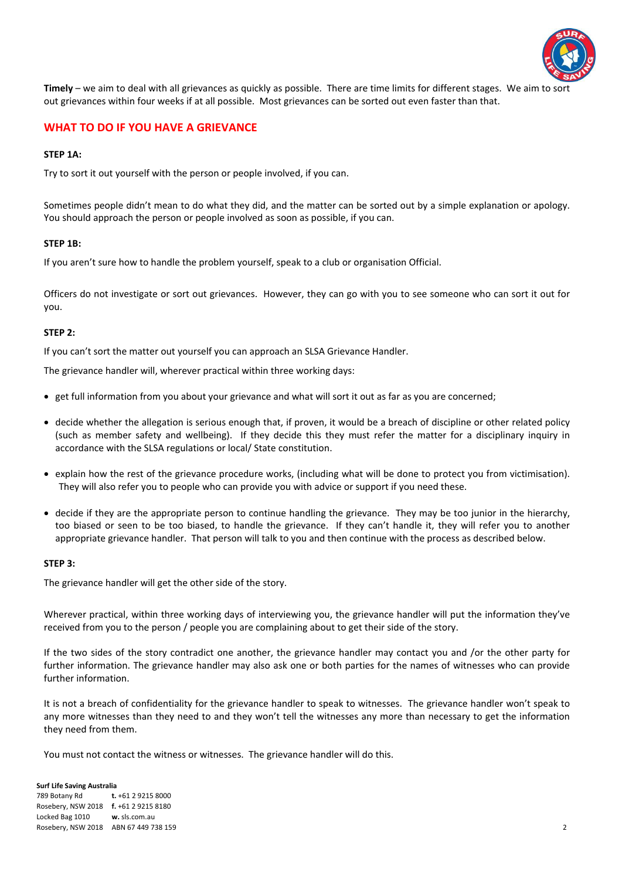**Timely** – we aim to deal with all grievances as quickly as possible. There are time limits for different stages. We aim to sort out grievances within four weeks if at all possible. Most grievances can be sorted out even faster than that.

## WHAT TO DO IF YOU HAVE A GRIEVANCE

**STEP 1A:**

Try to sort it out yourself with the person or people involved, if you can.

Sometimes people didn't mean to do what they did, and the matter can be sorted out by a simple explanation or apology. You should approach the person or people involved as soon as possible, if you can.

**STEP 1B:**

If you aren't sure how to handle the problem yourself, speak to a club or organisation Official.

Officers do not investigate or sort out grievances. However, they can go with you to see someone who can sort it out for you.

**STEP 2:**

If you can't sort the matter out yourself you can approach an SLSA Grievance Handler.

The grievance handler will, wherever practical within three working days:

- get full information from you about your grievance and what will sort it out as far as you are concerned;
- decide whether the allegation is serious enough that, if proven, it would be a breach of discipline or other related policy (such as member safety and wellbeing). If they decide this they must refer the matter for a disciplinary inquiry in accordance with the SLSA regulations or local/ State constitution.
- explain how the rest of the grievance procedure works, (including what will be done to protect you from victimisation). They will also refer you to people who can provide you with advice or support if you need these.
- decide if they are the appropriate person to continue handling the grievance. They may be too junior in the hierarchy, too biased or seen to be too biased, to handle the grievance. If they can't handle it, they will refer you to another appropriate grievance handler. That person will talk to you and then continue with the process as described below.

**STEP 3:**

The grievance handler will get the other side of the story.

Wherever practical, within three working days of interviewing you, the grievance handler will put the information they've received from you to the person / people you are complaining about to get their side of the story.

If the two sides of the story contradict one another, the grievance handler may contact you and /or the other party for further information. The grievance handler may also ask one or both parties for the names of witnesses who can provide further information.

It is not a breach of confidentiality for the grievance handler to speak to witnesses. The grievance handler won't speak to any more witnesses than they need to and they won't tell the witnesses any more than necessary to get the information they need from them.

You must not contact the witness or witnesses. The grievance handler will do this.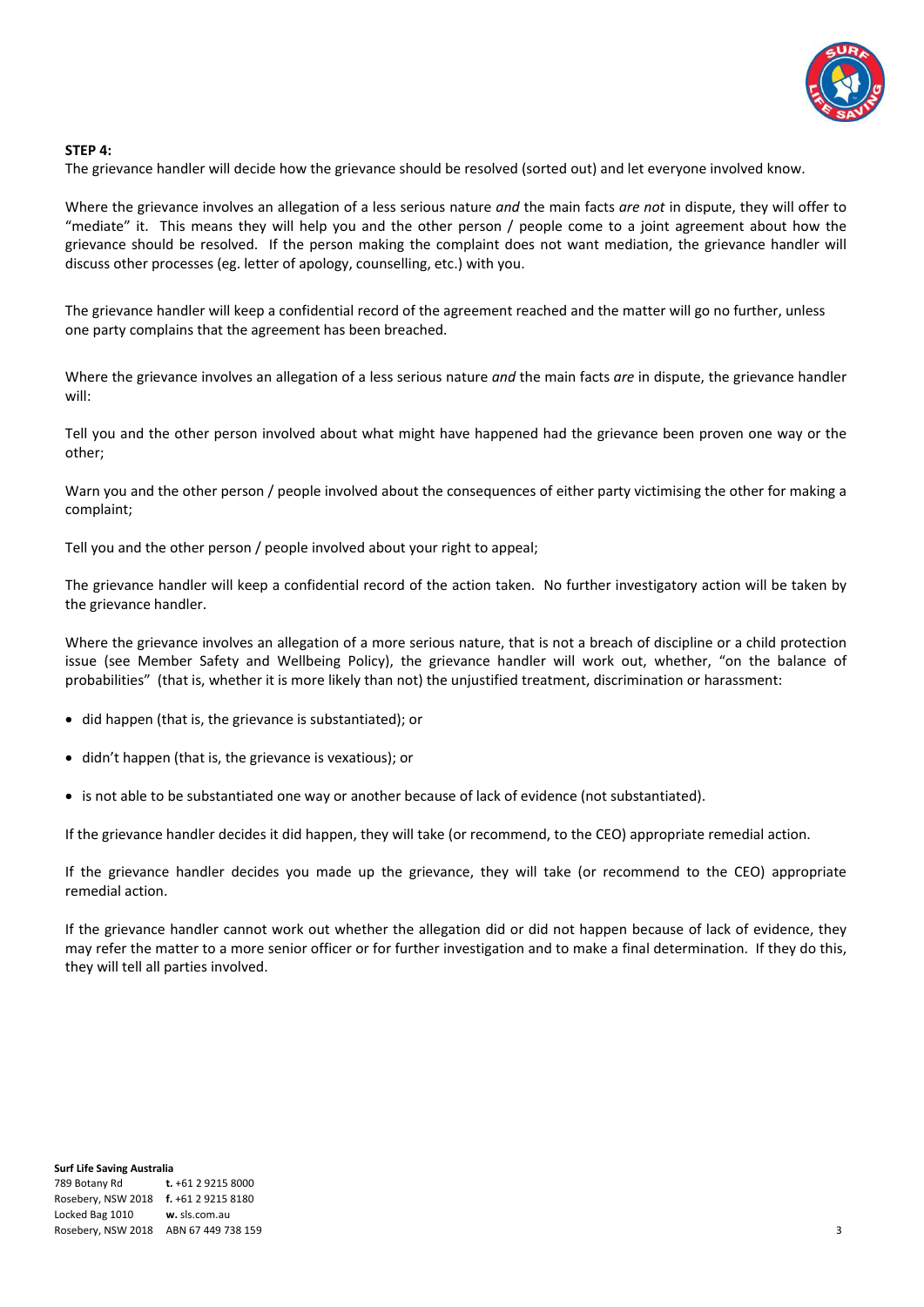**STEP 4:**

The grievance handler will decide how the grievance should be resolved (sorted out) and let everyone involved know.

Where the grievance involves an allegation of a less serious nature *and* the main facts *are not* in dispute, they will offer to "mediate" it. This means they will help you and the other person / people come to a joint agreement about how the grievance should be resolved. If the person making the complaint does not want mediation, the grievance handler will discuss other processes (eg. letter of apology, counselling, etc.) with you.

The grievance handler will keep a confidential record of the agreement reached and the matter will go no further, unless one party complains that the agreement has been breached.

Where the grievance involves an allegation of a less serious nature *and* the main facts *are* in dispute, the grievance handler will:

Tell you and the other person involved about what might have happened had the grievance been proven one way or the other;

Warn you and the other person / people involved about the consequences of either party victimising the other for making a complaint;

Tell you and the other person / people involved about your right to appeal;

The grievance handler will keep a confidential record of the action taken. No further investigatory action will be taken by the grievance handler.

Where the grievance involves an allegation of a more serious nature, that is not a breach of discipline or a child protection issue (see Member Safety and Wellbeing Policy), the grievance handler will work out, whether, "on the balance of probabilities" (that is, whether it is more likely than not) the unjustified treatment, discrimination or harassment:

- did happen (that is, the grievance is substantiated); or
- didn't happen (that is, the grievance is vexatious); or
- is not able to be substantiated one way or another because of lack of evidence (not substantiated).

If the grievance handler decides it did happen, they will take (or recommend, to the CEO) appropriate remedial action.

If the grievance handler decides you made up the grievance, they will take (or recommend to the CEO) appropriate remedial action.

If the grievance handler cannot work out whether the allegation did or did not happen because of lack of evidence, they may refer the matter to a more senior officer or for further investigation and to make a final determination. If they do this, they will tell all parties involved.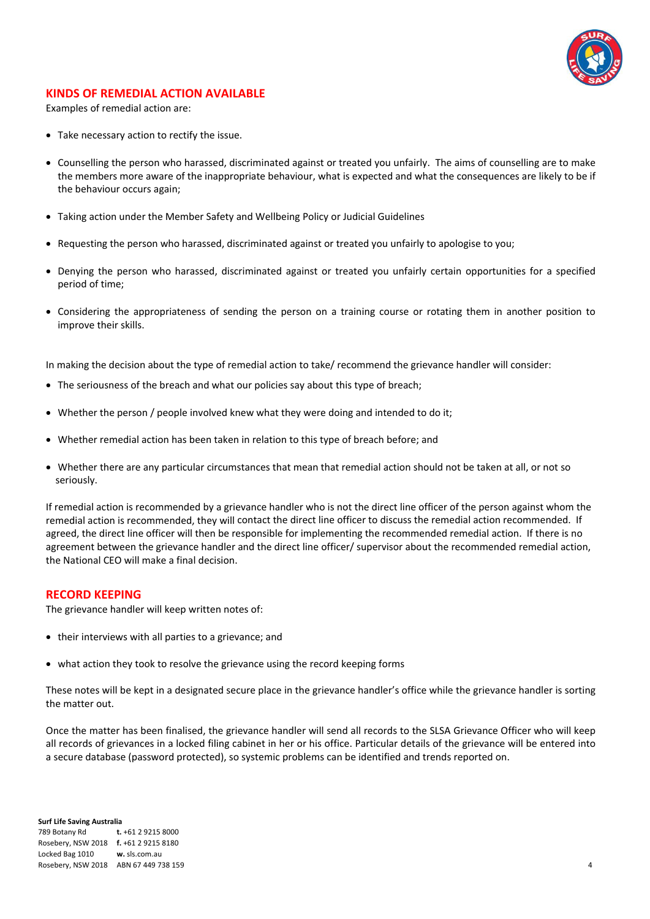## KINDS OF REMEDIAL ACTION AVAILABLE

Examples of remedial action are:

- Take necessary action to rectify the issue.
- Counselling the person who harassed, discriminated against or treated you unfairly. The aims of counselling are to make the members more aware of the inappropriate behaviour, what is expected and what the consequences are likely to be if the behaviour occurs again;
- Taking action under the Member Safety and Wellbeing Policy or Judicial Guidelines
- Requesting the person who harassed, discriminated against or treated you unfairly to apologise to you;
- Denying the person who harassed, discriminated against or treated you unfairly certain opportunities for a specified period of time;
- Considering the appropriateness of sending the person on a training course or rotating them in another position to improve their skills.

In making the decision about the type of remedial action to take/ recommend the grievance handler will consider:

- The seriousness of the breach and what our policies say about this type of breach;
- Whether the person / people involved knew what they were doing and intended to do it;
- Whether remedial action has been taken in relation to this type of breach before; and
- Whether there are any particular circumstances that mean that remedial action should not be taken at all, or not so seriously.

If remedial action is recommended by a grievance handler who is not the direct line officer of the person against whom the remedial action is recommended, they will contact the direct line officer to discuss the remedial action recommended. If agreed, the direct line officer will then be responsible for implementing the recommended remedial action. If there is no agreement between the grievance handler and the direct line officer/ supervisor about the recommended remedial action, the National CEO will make a final decision.

## RECORD KEEPING

The grievance handler will keep written notes of:

- their interviews with all parties to a grievance; and
- what action they took to resolve the grievance using the record keeping forms

These notes will be kept in a designated secure place in the grievance handler's office while the grievance handler is sorting the matter out.

Once the matter has been finalised, the grievance handler will send all records to the SLSA Grievance Officer who will keep all records of grievances in a locked filing cabinet in her or his office. Particular details of the grievance will be entered into a secure database (password protected), so systemic problems can be identified and trends reported on.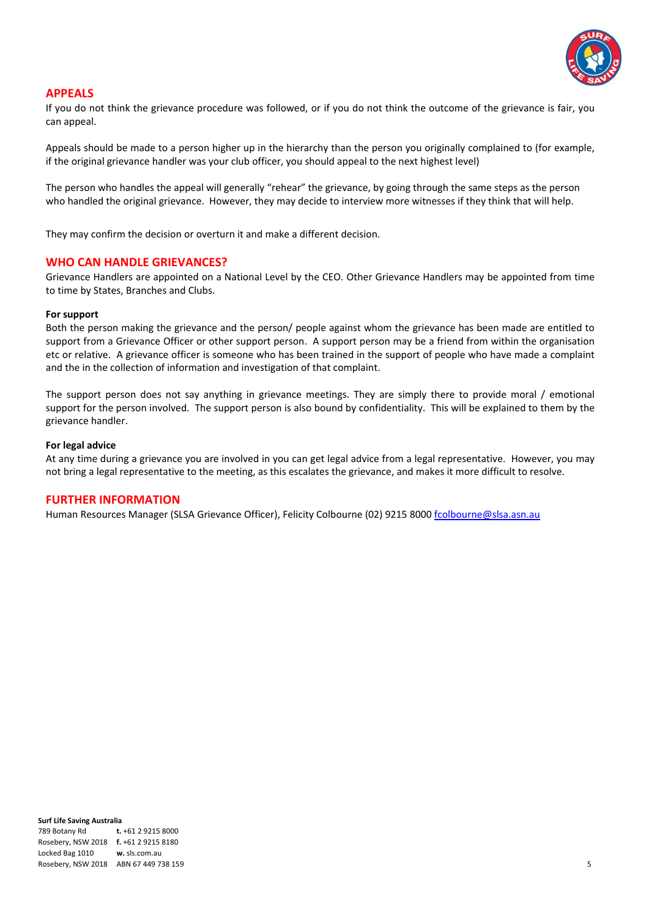## APPEALS

If you do not think the grievance procedure was followed, or if you do not think the outcome of the grievance is fair, you can appeal.

Appeals should be made to a person higher up in the hierarchy than the person you originally complained to (for example, if the original grievance handler was your club officer, you should appeal to the next highest level)

The person who handles the appeal will generally "rehear" the grievance, by going through the same steps as the person who handled the original grievance. However, they may decide to interview more witnesses if they think that will help.

They may confirm the decision or overturn it and make a different decision.

## WHO CAN HANDLE GRIEVANCES?

Grievance Handlers are appointed on a National Level by the CEO. Other Grievance Handlers may be appointed from time to time by States, Branches and Clubs.

**For support**

Both the person making the grievance and the person/ people against whom the grievance has been made are entitled to support from a Grievance Officer or other support person. A support person may be a friend from within the organisation etc or relative. A grievance officer is someone who has been trained in the support of people who have made a complaint and the in the collection of information and investigation of that complaint.

The support person does not say anything in grievance meetings. They are simply there to provide moral / emotional support for the person involved. The support person is also bound by confidentiality. This will be explained to them by the grievance handler.

**For legal advice**

At any time during a grievance you are involved in you can get legal advice from a legal representative. However, you may not bring a legal representative to the meeting, as this escalates the grievance, and makes it more difficult to resolve.

## FURTHER INFORMATION

Human Resources Manager (SLSA Grievance Officer), Felicity Colbourne (02) 9215 8000 fcolbourne@slsa.asn.au

**Surf Life Saving Australia**
789 Botany Rd
Rosebery, NSW 2018
Locked Bag 1010
Rosebery, NSW 2018

**t.** +61 2 9215 8000
**f.** +61 2 9215 8180
**w.** sls.com.au
ABN 67 449 738 159